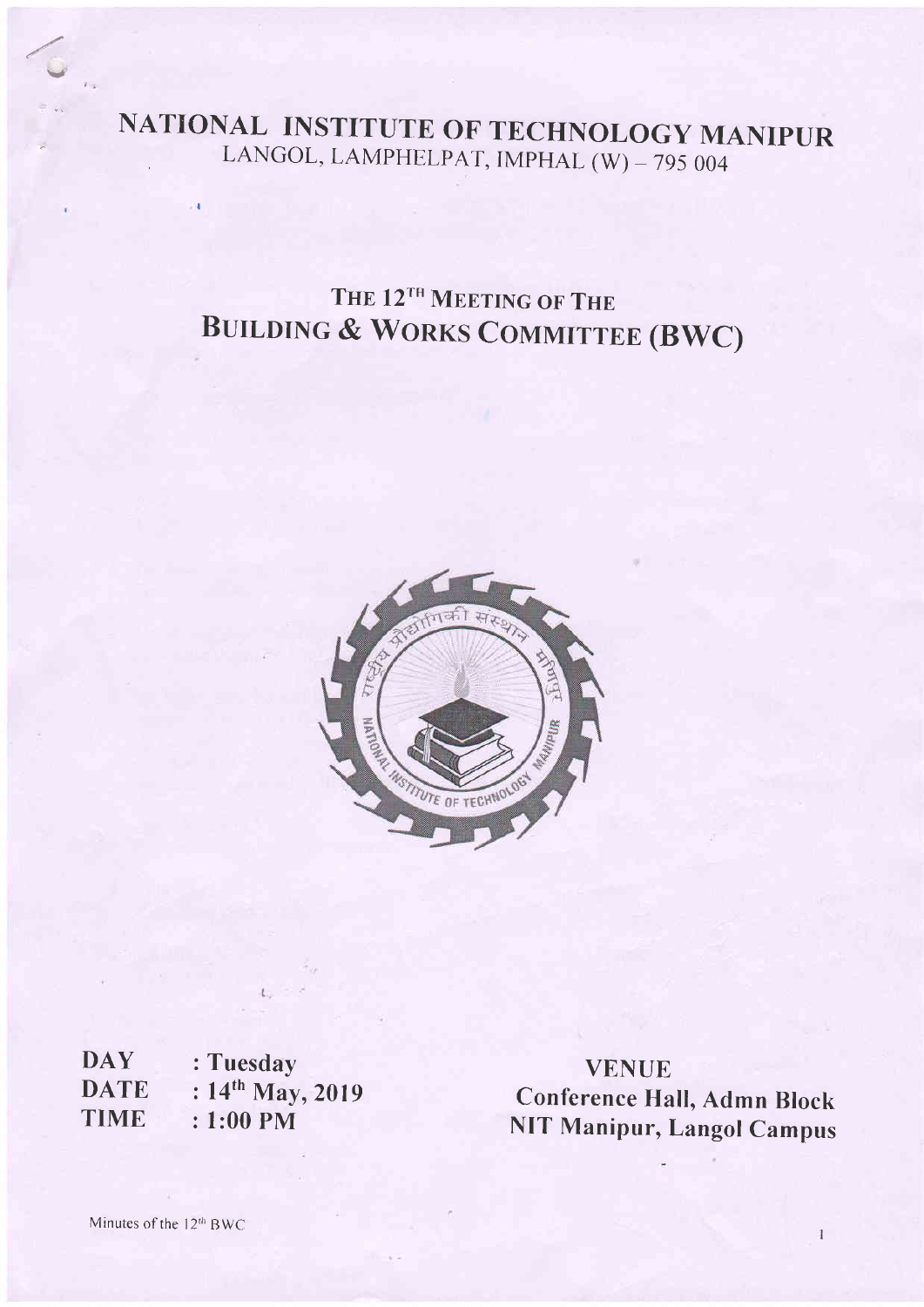# NATIONAL INSTITUTE OF TECHNOLOGY MANIPUR

LANGOL, LAMPHELPAT, IMPHAL (W) – 795 004

## THE 12TH MEETING OF THE BUILDING & WORKS COMMITTEE (BWC)

**DAY** : Tuesday
**DATE** : 14th May, 2019
**TIME** : 1:00 PM

**VENUE**
**Conference Hall, Admn Block**
**NIT Manipur, Langol Campus**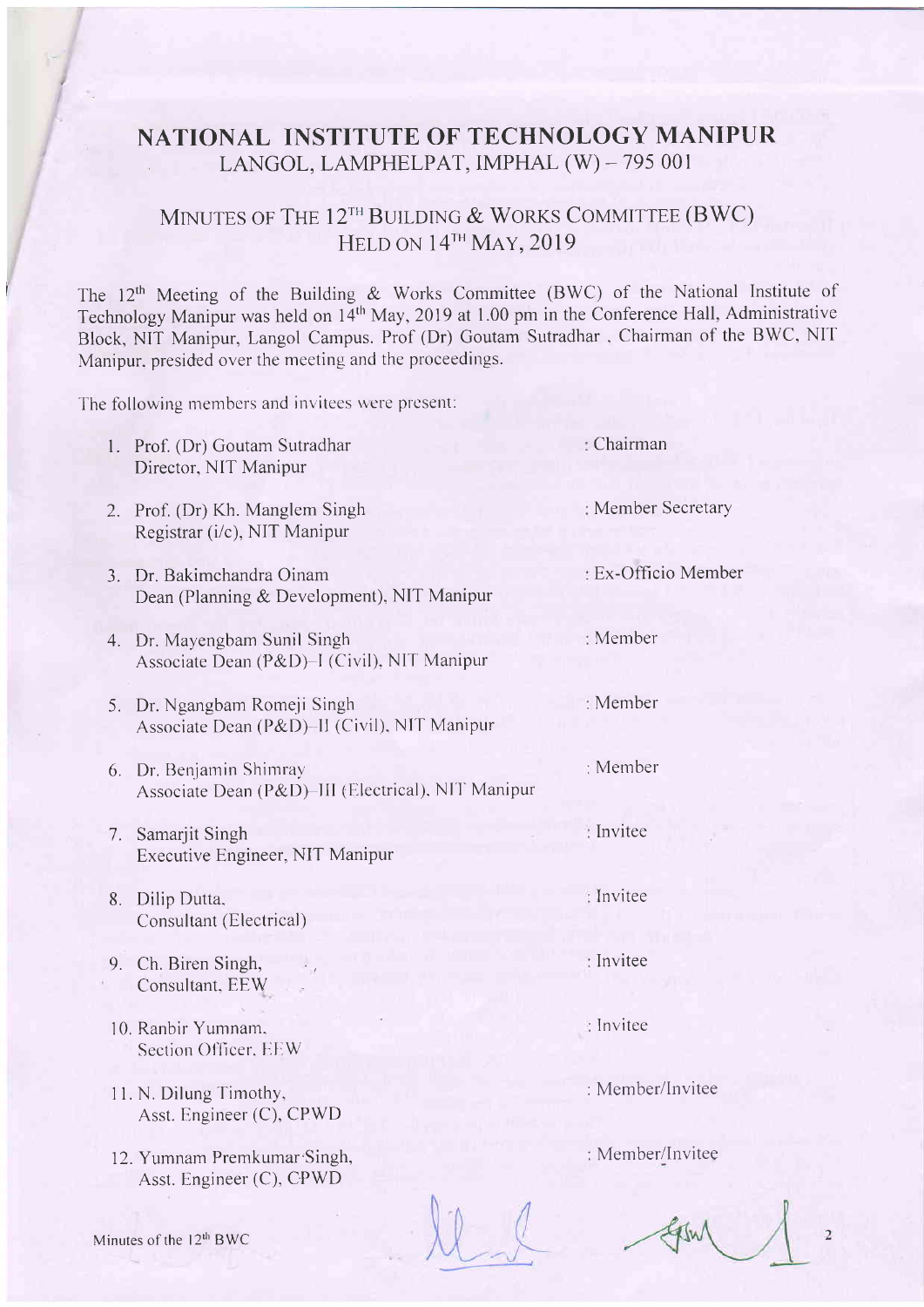# NATIONAL INSTITUTE OF TECHNOLOGY MANIPUR

LANGOL, LAMPHELPAT, IMPHAL (W) – 795 001

## MINUTES OF THE 12TH BUILDING & WORKS COMMITTEE (BWC) HELD ON 14TH MAY, 2019

The 12th Meeting of the Building & Works Committee (BWC) of the National Institute of Technology Manipur was held on 14th May, 2019 at 1.00 pm in the Conference Hall, Administrative Block, NIT Manipur, Langol Campus. Prof (Dr) Goutam Sutradhar , Chairman of the BWC, NIT Manipur, presided over the meeting and the proceedings.

The following members and invitees were present:

1. Prof. (Dr) Goutam Sutradhar, Director, NIT Manipur : Chairman
2. Prof. (Dr) Kh. Manglem Singh, Registrar (i/c), NIT Manipur : Member Secretary
3. Dr. Bakimchandra Oinam, Dean (Planning & Development), NIT Manipur : Ex-Officio Member
4. Dr. Mayengbam Sunil Singh, Associate Dean (P&D)–I (Civil), NIT Manipur : Member
5. Dr. Ngangbam Romeji Singh, Associate Dean (P&D)–II (Civil), NIT Manipur : Member
6. Dr. Benjamin Shimray, Associate Dean (P&D)–III (Electrical), NIT Manipur : Member
7. Samarjit Singh, Executive Engineer, NIT Manipur : Invitee
8. Dilip Dutta, Consultant (Electrical) : Invitee
9. Ch. Biren Singh, Consultant, EEW : Invitee
10. Ranbir Yumnam, Section Officer, EEW : Invitee
11. N. Dilung Timothy, Asst. Engineer (C), CPWD : Member/Invitee
12. Yumnam Premkumar Singh, Asst. Engineer (C), CPWD : Member/Invitee

Minutes of the 12th BWC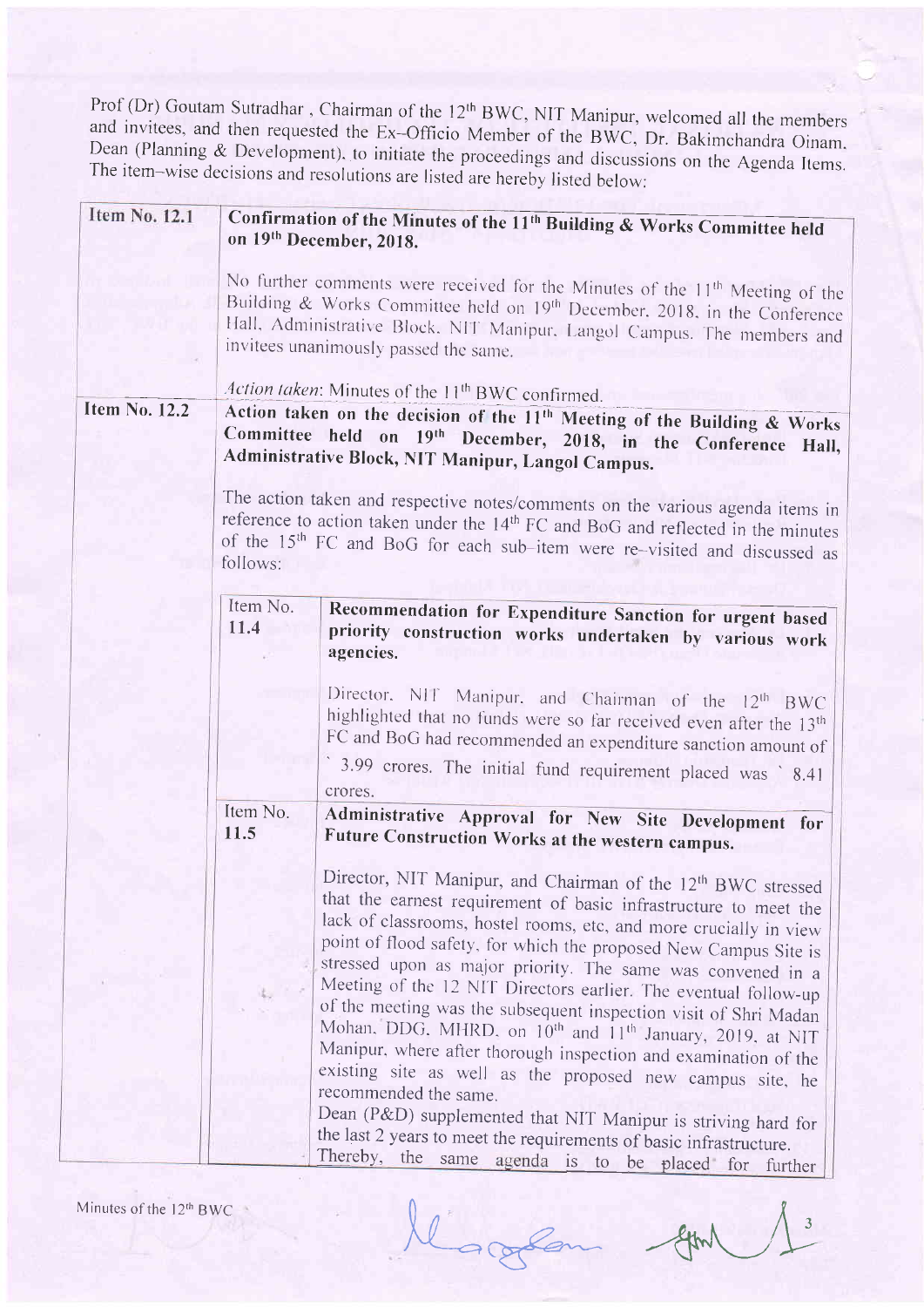Prof (Dr) Goutam Sutradhar , Chairman of the 12th BWC, NIT Manipur, welcomed all the members and invitees, and then requested the Ex–Officio Member of the BWC, Dr. Bakimchandra Oinam, Dean (Planning & Development), to initiate the proceedings and discussions on the Agenda Items. The item–wise decisions and resolutions are listed are hereby listed below:

| | | |
|---|---|---|
| **Item No. 12.1** | **Confirmation of the Minutes of the 11th Building & Works Committee held on 19th December, 2018.**<br><br>No further comments were received for the Minutes of the 11th Meeting of the Building & Works Committee held on 19th December, 2018, in the Conference Hall, Administrative Block, NIT Manipur, Langol Campus. The members and invitees unanimously passed the same.<br><br>*Action taken*: Minutes of the 11th BWC confirmed. | |
| **Item No. 12.2** | **Action taken on the decision of the 11th Meeting of the Building & Works Committee held on 19th December, 2018, in the Conference Hall, Administrative Block, NIT Manipur, Langol Campus.**<br><br>The action taken and respective notes/comments on the various agenda items in reference to action taken under the 14th FC and BoG and reflected in the minutes of the 15th FC and BoG for each sub–item were re–visited and discussed as follows: | |
| | Item No. 11.4 | **Recommendation for Expenditure Sanction for urgent based priority construction works undertaken by various work agencies.**<br><br>Director, NIT Manipur, and Chairman of the 12th BWC highlighted that no funds were so far received even after the 13th FC and BoG had recommended an expenditure sanction amount of ` 3.99 crores. The initial fund requirement placed was ` 8.41 crores. |
| | Item No. 11.5 | **Administrative Approval for New Site Development for Future Construction Works at the western campus.**<br><br>Director, NIT Manipur, and Chairman of the 12th BWC stressed that the earnest requirement of basic infrastructure to meet the lack of classrooms, hostel rooms, etc, and more crucially in view point of flood safety, for which the proposed New Campus Site is stressed upon as major priority. The same was convened in a Meeting of the 12 NIT Directors earlier. The eventual follow-up of the meeting was the subsequent inspection visit of Shri Madan Mohan, DDG, MHRD, on 10th and 11th January, 2019, at NIT Manipur, where after thorough inspection and examination of the existing site as well as the proposed new campus site, he recommended the same.<br>Dean (P&D) supplemented that NIT Manipur is striving hard for the last 2 years to meet the requirements of basic infrastructure.<br>Thereby, the same agenda is to be placed for further |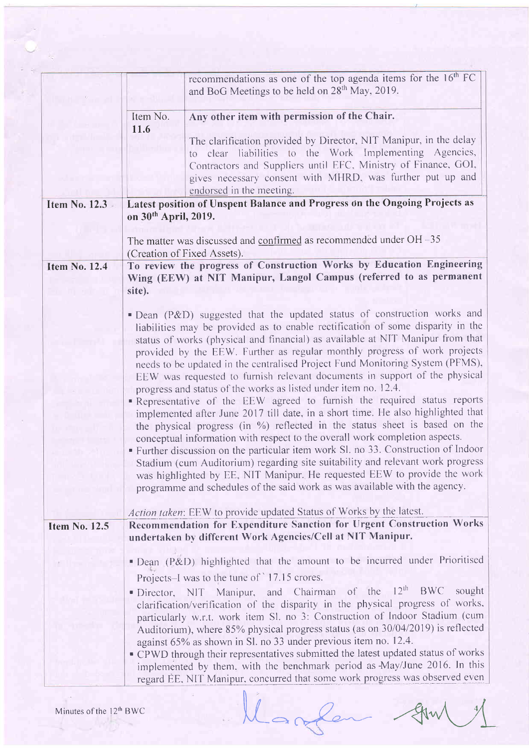| | | |
|---|---|---|
| | | recommendations as one of the top agenda items for the 16[th] FC and BoG Meetings to be held on 28[th] May, 2019. |
| | Item No. 11.6 | **Any other item with permission of the Chair.**<br><br>The clarification provided by Director, NIT Manipur, in the delay to clear liabilities to the Work Implementing Agencies, Contractors and Suppliers until EFC, Ministry of Finance, GOI, gives necessary consent with MHRD, was further put up and endorsed in the meeting. |
| **Item No. 12.3** | **Latest position of Unspent Balance and Progress on the Ongoing Projects as on 30[th] April, 2019.**<br><br>The matter was discussed and confirmed as recommended under OH –35 (Creation of Fixed Assets). | |
| **Item No. 12.4** | **To review the progress of Construction Works by Education Engineering Wing (EEW) at NIT Manipur, Langol Campus (referred to as permanent site).**<br><br>▪ Dean (P&D) suggested that the updated status of construction works and liabilities may be provided as to enable rectification of some disparity in the status of works (physical and financial) as available at NIT Manipur from that provided by the EEW. Further as regular monthly progress of work projects needs to be updated in the centralised Project Fund Monitoring System (PFMS), EEW was requested to furnish relevant documents in support of the physical progress and status of the works as listed under item no. 12.4.<br>▪ Representative of the EEW agreed to furnish the required status reports implemented after June 2017 till date, in a short time. He also highlighted that the physical progress (in %) reflected in the status sheet is based on the conceptual information with respect to the overall work completion aspects.<br>▪ Further discussion on the particular item work Sl. no 33. Construction of Indoor Stadium (cum Auditorium) regarding site suitability and relevant work progress was highlighted by EE, NIT Manipur. He requested EEW to provide the work programme and schedules of the said work as was available with the agency.<br><br>*Action taken*: EEW to provide updated Status of Works by the latest. | |
| **Item No. 12.5** | **Recommendation for Expenditure Sanction for Urgent Construction Works undertaken by different Work Agencies/Cell at NIT Manipur.**<br><br>▪ Dean (P&D) highlighted that the amount to be incurred under Prioritised Projects–I was to the tune of ` 17.15 crores.<br>▪ Director, NIT Manipur, and Chairman of the 12[th] BWC sought clarification/verification of the disparity in the physical progress of works, particularly w.r.t. work item Sl. no 3: Construction of Indoor Stadium (cum Auditorium), where 85% physical progress status (as on 30/04/2019) is reflected against 65% as shown in Sl. no 33 under previous item no. 12.4.<br>▪ CPWD through their representatives submitted the latest updated status of works implemented by them, with the benchmark period as May/June 2016. In this regard EE, NIT Manipur, concurred that some work progress was observed even | |

Minutes of the 12[th] BWC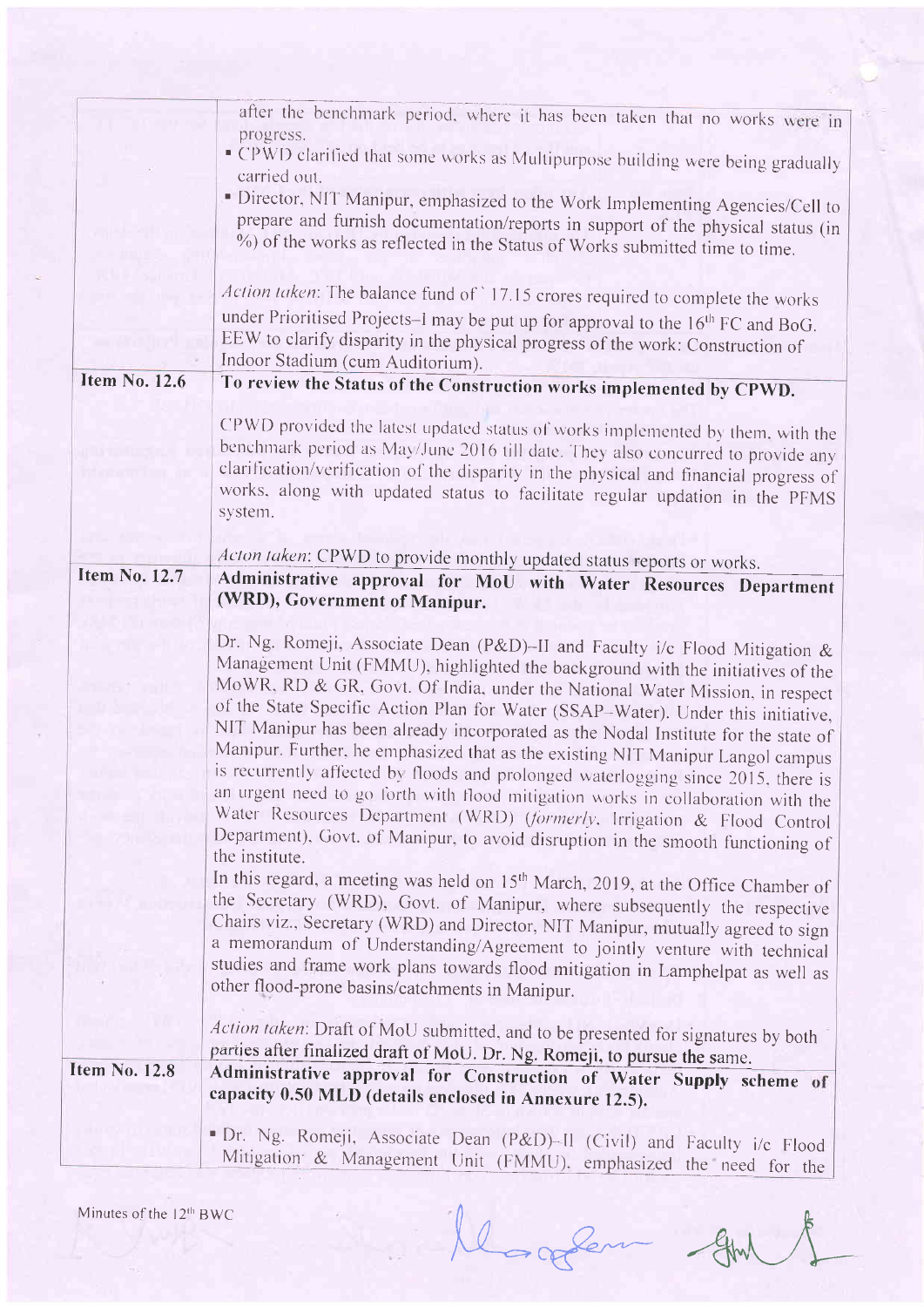| | |
|---|---|
| | after the benchmark period, where it has been taken that no works were in progress.<br>▪ CPWD clarified that some works as Multipurpose building were being gradually carried out.<br>▪ Director, NIT Manipur, emphasized to the Work Implementing Agencies/Cell to prepare and furnish documentation/reports in support of the physical status (in %) of the works as reflected in the Status of Works submitted time to time.<br><br>*Action taken*: The balance fund of ` 17.15 crores required to complete the works under Prioritised Projects–I may be put up for approval to the 16th FC and BoG. EEW to clarify disparity in the physical progress of the work: Construction of Indoor Stadium (cum Auditorium). |
| **Item No. 12.6** | **To review the Status of the Construction works implemented by CPWD.**<br><br>CPWD provided the latest updated status of works implemented by them, with the benchmark period as May/June 2016 till date. They also concurred to provide any clarification/verification of the disparity in the physical and financial progress of works, along with updated status to facilitate regular updation in the PFMS system.<br><br>*Acton taken*: CPWD to provide monthly updated status reports or works. |
| **Item No. 12.7** | **Administrative approval for MoU with Water Resources Department (WRD), Government of Manipur.**<br><br>Dr. Ng. Romeji, Associate Dean (P&D)–II and Faculty i/c Flood Mitigation & Management Unit (FMMU), highlighted the background with the initiatives of the MoWR, RD & GR, Govt. Of India, under the National Water Mission, in respect of the State Specific Action Plan for Water (SSAP–Water). Under this initiative, NIT Manipur has been already incorporated as the Nodal Institute for the state of Manipur. Further, he emphasized that as the existing NIT Manipur Langol campus is recurrently affected by floods and prolonged waterlogging since 2015, there is an urgent need to go forth with flood mitigation works in collaboration with the Water Resources Department (WRD) (*formerly*, Irrigation & Flood Control Department), Govt. of Manipur, to avoid disruption in the smooth functioning of the institute.<br>In this regard, a meeting was held on 15th March, 2019, at the Office Chamber of the Secretary (WRD), Govt. of Manipur, where subsequently the respective Chairs viz., Secretary (WRD) and Director, NIT Manipur, mutually agreed to sign a memorandum of Understanding/Agreement to jointly venture with technical studies and frame work plans towards flood mitigation in Lamphelpat as well as other flood-prone basins/catchments in Manipur.<br><br>*Action taken*: Draft of MoU submitted, and to be presented for signatures by both parties after finalized draft of MoU. Dr. Ng. Romeji, to pursue the same. |
| **Item No. 12.8** | **Administrative approval for Construction of Water Supply scheme of capacity 0.50 MLD (details enclosed in Annexure 12.5).**<br><br>▪ Dr. Ng. Romeji, Associate Dean (P&D)–II (Civil) and Faculty i/c Flood Mitigation & Management Unit (FMMU), emphasized the need for the |

Minutes of the 12th BWC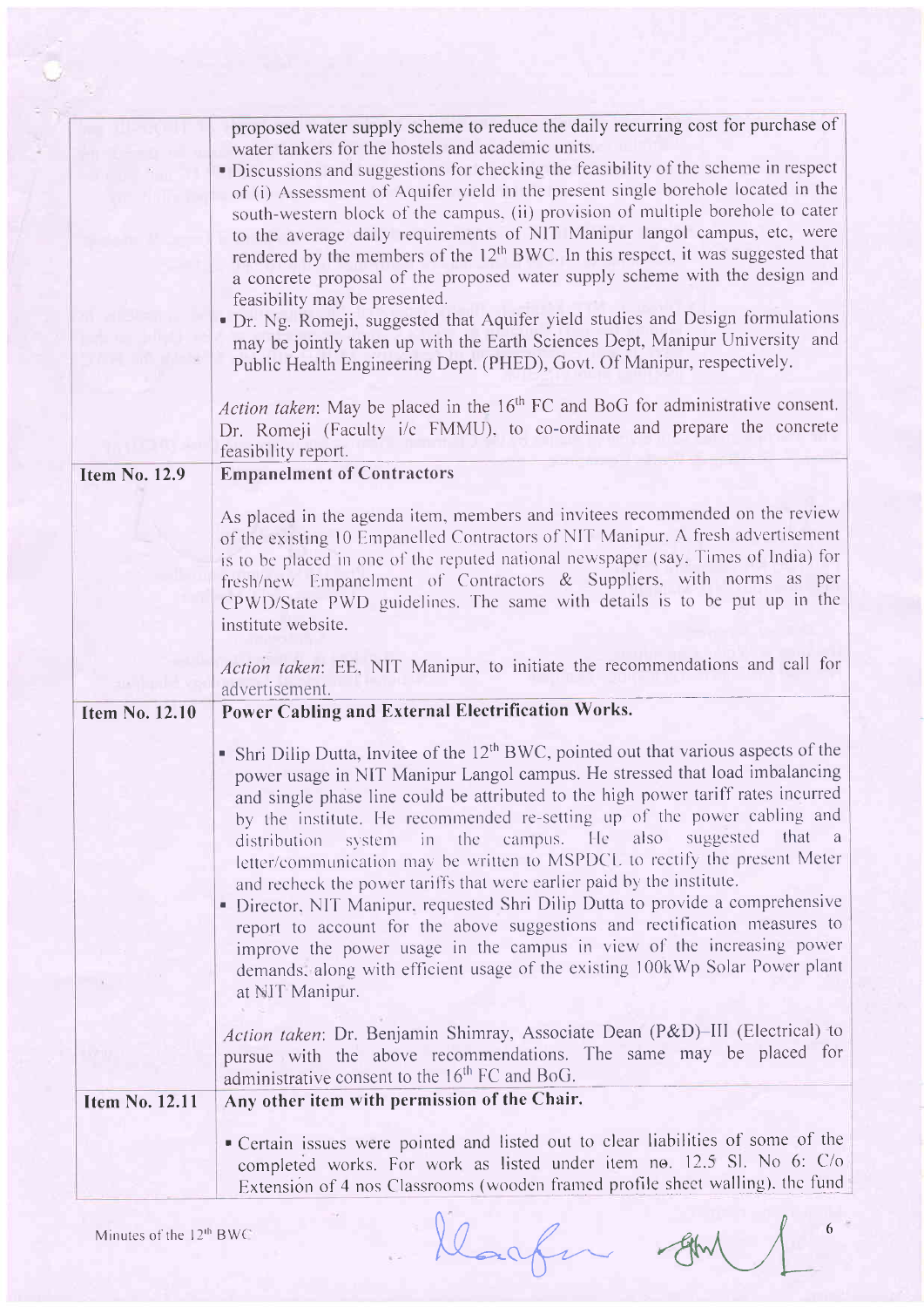| | |
|---|---|
| | proposed water supply scheme to reduce the daily recurring cost for purchase of water tankers for the hostels and academic units.<br>▪ Discussions and suggestions for checking the feasibility of the scheme in respect of (i) Assessment of Aquifer yield in the present single borehole located in the south-western block of the campus, (ii) provision of multiple borehole to cater to the average daily requirements of NIT Manipur langol campus, etc, were rendered by the members of the 12th BWC. In this respect, it was suggested that a concrete proposal of the proposed water supply scheme with the design and feasibility may be presented.<br>▪ Dr. Ng. Romeji, suggested that Aquifer yield studies and Design formulations may be jointly taken up with the Earth Sciences Dept, Manipur University and Public Health Engineering Dept. (PHED), Govt. Of Manipur, respectively.<br><br>*Action taken*: May be placed in the 16th FC and BoG for administrative consent. Dr. Romeji (Faculty i/c FMMU), to co-ordinate and prepare the concrete feasibility report. |
| **Item No. 12.9** | **Empanelment of Contractors**<br><br>As placed in the agenda item, members and invitees recommended on the review of the existing 10 Empanelled Contractors of NIT Manipur. A fresh advertisement is to be placed in one of the reputed national newspaper (say, Times of India) for fresh/new Empanelment of Contractors & Suppliers, with norms as per CPWD/State PWD guidelines. The same with details is to be put up in the institute website.<br><br>*Action taken*: EE, NIT Manipur, to initiate the recommendations and call for advertisement. |
| **Item No. 12.10** | **Power Cabling and External Electrification Works.**<br><br>▪ Shri Dilip Dutta, Invitee of the 12th BWC, pointed out that various aspects of the power usage in NIT Manipur Langol campus. He stressed that load imbalancing and single phase line could be attributed to the high power tariff rates incurred by the institute. He recommended re-setting up of the power cabling and distribution system in the campus. He also suggested that a letter/communication may be written to MSPDCL to rectify the present Meter and recheck the power tariffs that were earlier paid by the institute.<br>▪ Director, NIT Manipur, requested Shri Dilip Dutta to provide a comprehensive report to account for the above suggestions and rectification measures to improve the power usage in the campus in view of the increasing power demands; along with efficient usage of the existing 100kWp Solar Power plant at NIT Manipur.<br><br>*Action taken*: Dr. Benjamin Shimray, Associate Dean (P&D)–III (Electrical) to pursue with the above recommendations. The same may be placed for administrative consent to the 16th FC and BoG. |
| **Item No. 12.11** | **Any other item with permission of the Chair.**<br><br>▪ Certain issues were pointed and listed out to clear liabilities of some of the completed works. For work as listed under item no. 12.5 Sl. No 6: C/o Extension of 4 nos Classrooms (wooden framed profile sheet walling), the fund |

Minutes of the 12th BWC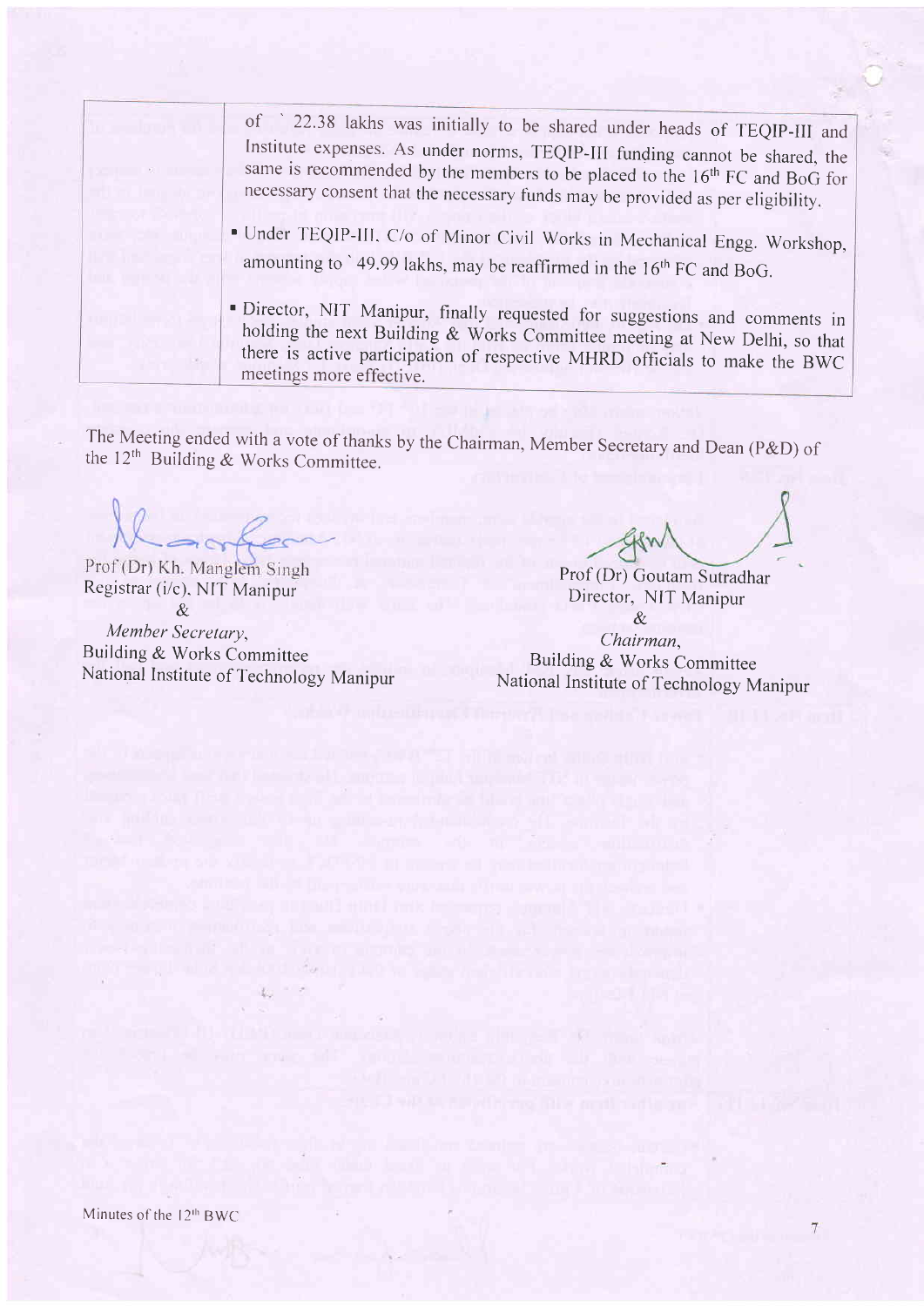| | |
|---|---|
| | of ` 22.38 lakhs was initially to be shared under heads of TEQIP-III and Institute expenses. As under norms, TEQIP-III funding cannot be shared, the same is recommended by the members to be placed to the 16th FC and BoG for necessary consent that the necessary funds may be provided as per eligibility. |
| | ▪ Under TEQIP-III, C/o of Minor Civil Works in Mechanical Engg. Workshop, amounting to ` 49.99 lakhs, may be reaffirmed in the 16th FC and BoG. |
| | ▪ Director, NIT Manipur, finally requested for suggestions and comments in holding the next Building & Works Committee meeting at New Delhi, so that there is active participation of respective MHRD officials to make the BWC meetings more effective. |

The Meeting ended with a vote of thanks by the Chairman, Member Secretary and Dean (P&D) of the 12th Building & Works Committee.

Prof (Dr) Kh. Manglem Singh
Registrar (i/c), NIT Manipur
&
*Member Secretary*,
Building & Works Committee
National Institute of Technology Manipur

Prof (Dr) Goutam Sutradhar
Director, NIT Manipur
&
*Chairman*,
Building & Works Committee
National Institute of Technology Manipur

Minutes of the 12th BWC